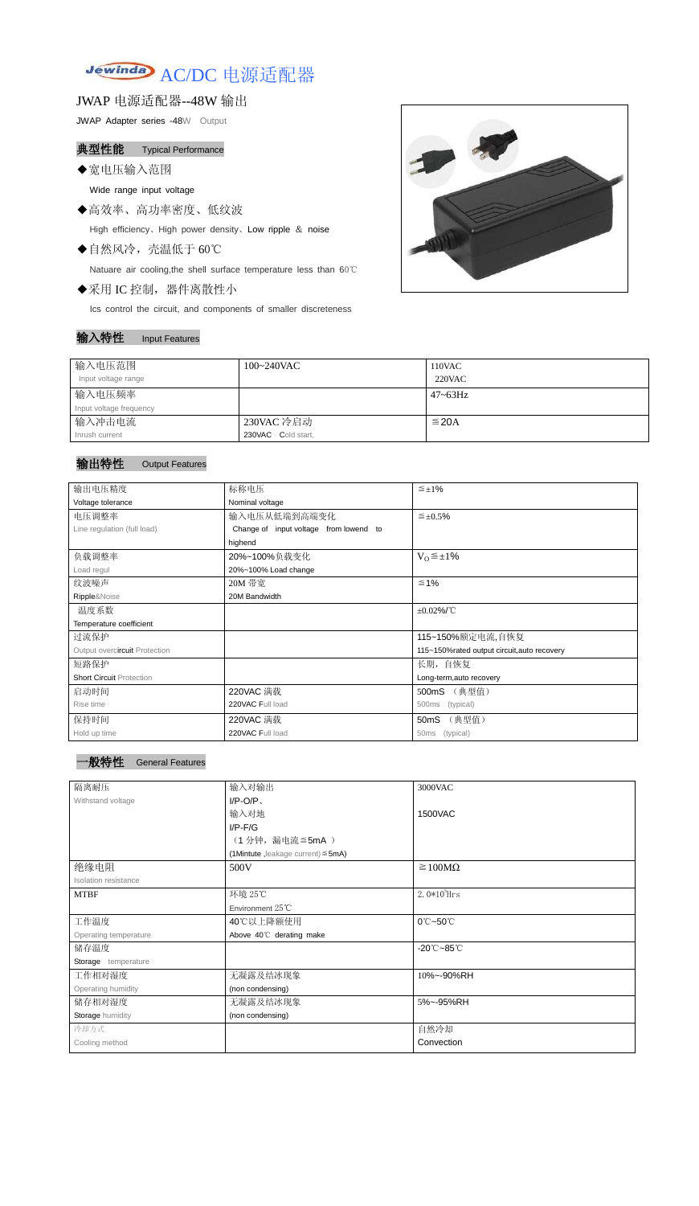# AC/DC 电源适配器

## JWAP 电源适配器--48W 输出

JWAP Adapter series -48W Output

### 典型性能 Typical Performance

◆宽电压输入范围

Wide range input voltage

◆高效率、高功率密度、低纹波

High efficiency、High power density、Low ripple & noise

◆自然风冷，壳温低于 60℃

Natuare air cooling,the shell surface temperature less than 60℃

◆采用 IC 控制，器件离散性小

Ics control the circuit, and components of smaller discreteness

### 输入特性 Input Features

| 输入电压范围<br>Input voltage range | 100~240VAC | 110VAC<br>220VAC |
|---|---|---|
| 输入电压频率<br>Input voltage frequency | | 47~63Hz |
| 输入冲击电流<br>Inrush current | 230VAC 冷启动<br>230VAC Cold start, | ≦20A |

### 输出特性 Output Features

| 输出电压精度<br>Voltage tolerance | 标称电压<br>Nominal voltage | ≦±1% |
|---|---|---|
| 电压调整率<br>Line regulation (full load) | 输入电压从低端到高端变化<br>Change of input voltage from lowend to highend | ≦±0.5% |
| 负载调整率<br>Load regul | 20%~100%负载变化<br>20%~100% Load change | $V_O$≦±1% |
| 纹波噪声<br>Ripple&Noise | 20M 带宽<br>20M Bandwidth | ≦1% |
| 温度系数<br>Temperature coefficient | | ±0.02%/℃ |
| 过流保护<br>Output overcircuit Protection | | 115~150%额定电流,自恢复<br>115~150%rated output circuit,auto recovery |
| 短路保护<br>Short Circuit Protection | | 长期，自恢复<br>Long-term,auto recovery |
| 启动时间<br>Rise time | 220VAC 满载<br>220VAC Full load | 500mS （典型值）<br>500ms (typical) |
| 保持时间<br>Hold up time | 220VAC 满载<br>220VAC Full load | 50mS （典型值）<br>50ms (typical) |

### 一般特性 General Features

| 隔离耐压<br>Withstand voltage | 输入对输出<br>I/P-O/P、<br>输入对地<br>I/P-F/G<br>（1 分钟，漏电流≦5mA ）<br>(1Mintute ,leakage current)≦5mA) | 3000VAC<br><br>1500VAC |
|---|---|---|
| 绝缘电阻<br>Isolation resistance | 500V | ≧100MΩ |
| MTBF | 环境 25℃<br>Environment 25℃ | $2.0*10^5$Hrs |
| 工作温度<br>Operating temperature | 40℃以上降额使用<br>Above 40℃ derating make | 0℃~50℃ |
| 储存温度<br>Storage temperature | | -20℃~85℃ |
| 工作相对湿度<br>Operating humidity | 无凝露及结冰现象<br>(non condensing) | 10%~-90%RH |
| 储存相对湿度<br>Storage humidity | 无凝露及结冰现象<br>(non condensing) | 5%~-95%RH |
| 冷却方式<br>Cooling method | | 自然冷却<br>Convection |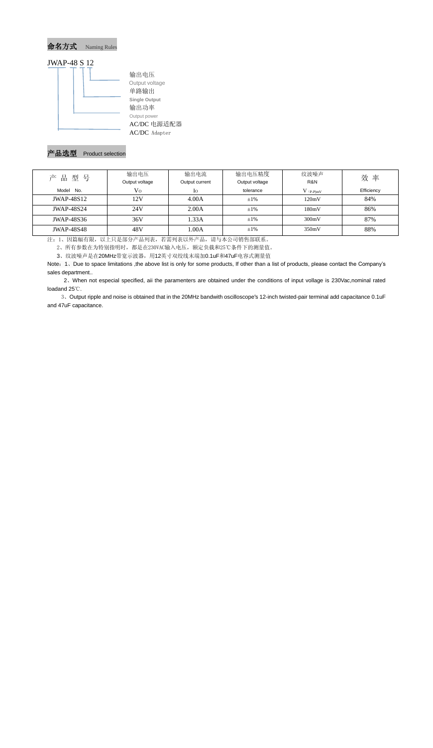## 命名方式 Naming Rules

JWAP-48 S 12

- 输出电压 Output voltage
- 单路输出 Single Output
- 输出功率 Output power
- AC/DC 电源适配器 AC/DC Adapter

## 产品选型 Product selection

| 产 品 型 号 | 输出电压 Output voltage | 输出电流 Output current | 输出电压精度 Output voltage | 纹波噪声 R&N | 效 率 |
|---|---|---|---|---|---|
| Model No. | Vo | Io | tolerance | V (P-P)mV | Efficiency |
| JWAP-48S12 | 12V | 4.00A | ±1% | 120mV | 84% |
| JWAP-48S24 | 24V | 2.00A | ±1% | 180mV | 86% |
| JWAP-48S36 | 36V | 1.33A | ±1% | 300mV | 87% |
| JWAP-48S48 | 48V | 1.00A | ±1% | 350mV | 88% |

注：1、因篇幅有限，以上只是部分产品列表，若需列表以外产品，请与本公司销售部联系。

2、所有参数在为特别指明时，都是在230VAC输入电压，额定负载和25℃条件下的测量值。

3、纹波噪声是在20MHz带宽示波器，用12英寸双绞线末端加0.1uF和47uF电容式测量值

Note：1、Due to space limitations ,the above list is only for some products, If other than a list of products, please contact the Company's sales department..

2、When not especial specified, aii the paramenters are obtained under the conditions of input voltage is 230Vac,nominal rated loadand 25℃.

3、Output ripple and noise is obtained that in the 20MHz bandwith oscilloscope's 12-inch twisted-pair terminal add capacitance 0.1uF and 47uF capacitance.